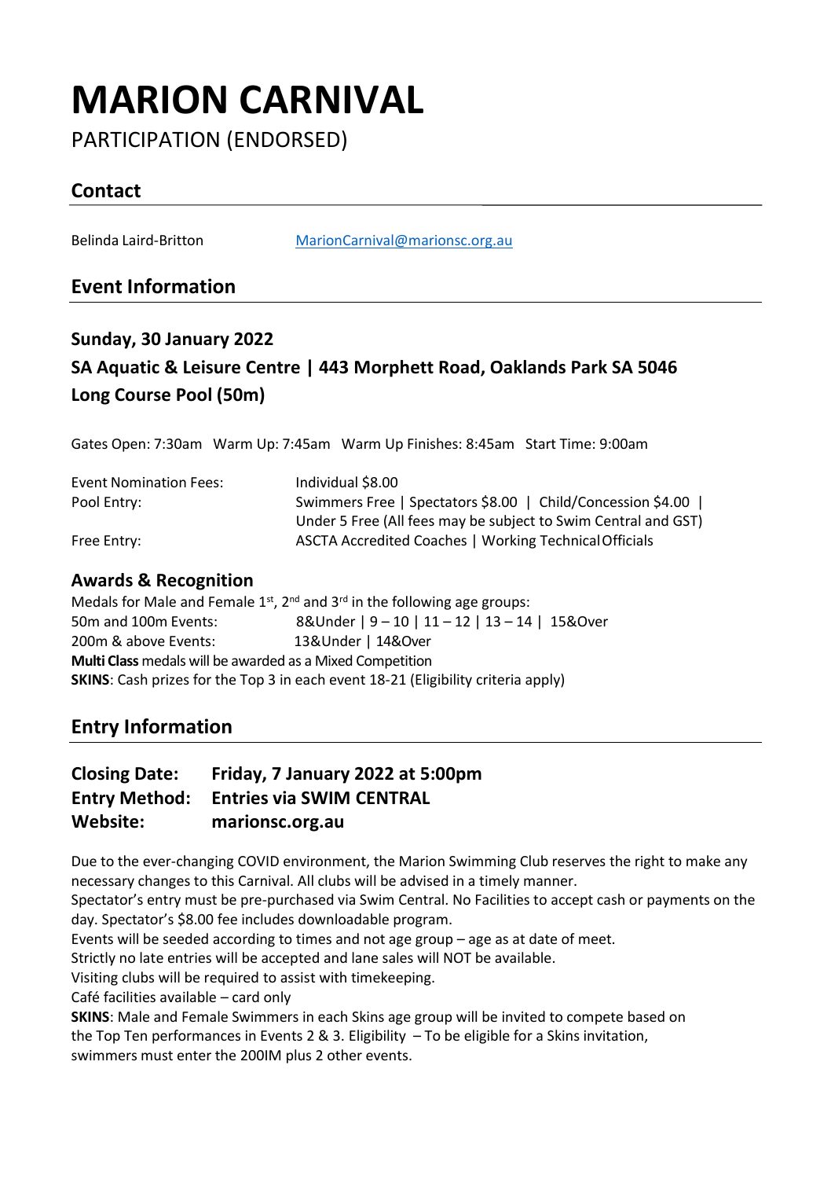# MARION CARNIVAL

PARTICIPATION (ENDORSED)

## Contact

Belinda Laird-Britton MarionCarnival@marionsc.org.au

## Event Information

### Sunday, 30 January 2022

### SA Aquatic & Leisure Centre | 443 Morphett Road, Oaklands Park SA 5046

### Long Course Pool (50m)

Gates Open: 7:30am Warm Up: 7:45am Warm Up Finishes: 8:45am Start Time: 9:00am

| | |
|---|---|
| Event Nomination Fees: | Individual $8.00 |
| Pool Entry: | Swimmers Free \| Spectators $8.00 \| Child/Concession $4.00 \| Under 5 Free (All fees may be subject to Swim Central and GST) |
| Free Entry: | ASCTA Accredited Coaches \| Working Technical Officials |

### Awards & Recognition

Medals for Male and Female 1st, 2nd and 3rd in the following age groups:

50m and 100m Events: 8&Under | 9 – 10 | 11 – 12 | 13 – 14 | 15&Over

200m & above Events: 13&Under | 14&Over

**Multi Class** medals will be awarded as a Mixed Competition

**SKINS**: Cash prizes for the Top 3 in each event 18-21 (Eligibility criteria apply)

## Entry Information

**Closing Date: Friday, 7 January 2022 at 5:00pm**
**Entry Method: Entries via SWIM CENTRAL**
**Website: marionsc.org.au**

Due to the ever-changing COVID environment, the Marion Swimming Club reserves the right to make any necessary changes to this Carnival. All clubs will be advised in a timely manner.

Spectator's entry must be pre-purchased via Swim Central. No Facilities to accept cash or payments on the day. Spectator's $8.00 fee includes downloadable program.

Events will be seeded according to times and not age group – age as at date of meet.

Strictly no late entries will be accepted and lane sales will NOT be available.

Visiting clubs will be required to assist with timekeeping.

Café facilities available – card only

**SKINS**: Male and Female Swimmers in each Skins age group will be invited to compete based on the Top Ten performances in Events 2 & 3. Eligibility – To be eligible for a Skins invitation, swimmers must enter the 200IM plus 2 other events.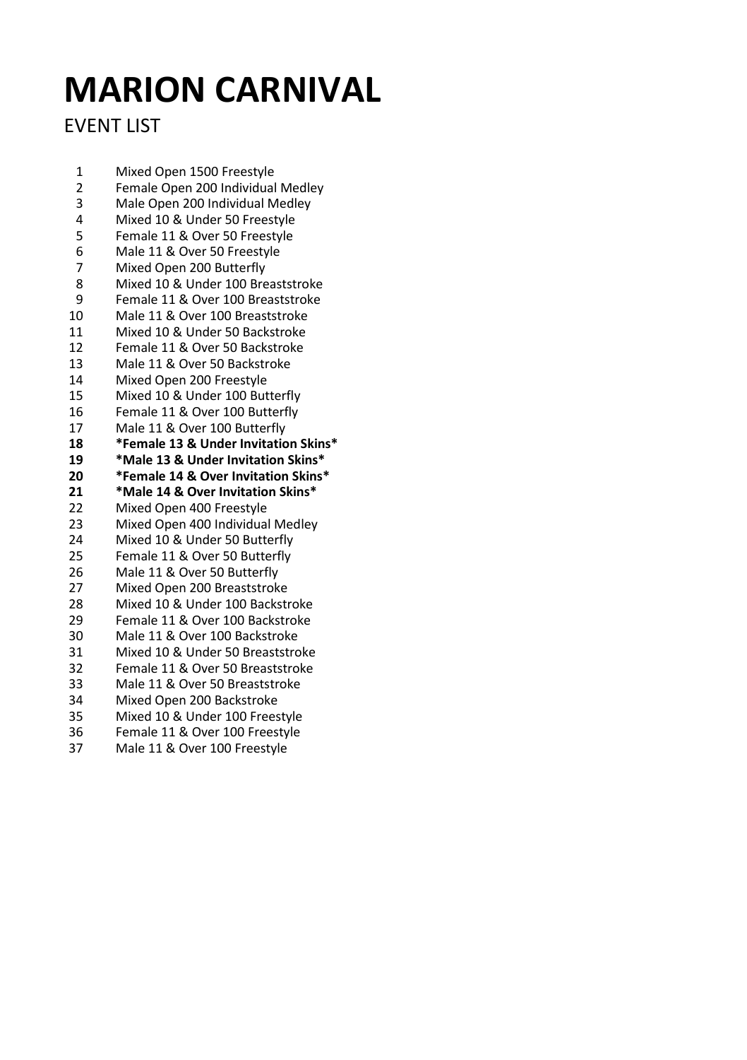# MARION CARNIVAL

EVENT LIST

| | |
|---|---|
| 1 | Mixed Open 1500 Freestyle |
| 2 | Female Open 200 Individual Medley |
| 3 | Male Open 200 Individual Medley |
| 4 | Mixed 10 & Under 50 Freestyle |
| 5 | Female 11 & Over 50 Freestyle |
| 6 | Male 11 & Over 50 Freestyle |
| 7 | Mixed Open 200 Butterfly |
| 8 | Mixed 10 & Under 100 Breaststroke |
| 9 | Female 11 & Over 100 Breaststroke |
| 10 | Male 11 & Over 100 Breaststroke |
| 11 | Mixed 10 & Under 50 Backstroke |
| 12 | Female 11 & Over 50 Backstroke |
| 13 | Male 11 & Over 50 Backstroke |
| 14 | Mixed Open 200 Freestyle |
| 15 | Mixed 10 & Under 100 Butterfly |
| 16 | Female 11 & Over 100 Butterfly |
| 17 | Male 11 & Over 100 Butterfly |
| **18** | ***Female 13 & Under Invitation Skins*** |
| **19** | ***Male 13 & Under Invitation Skins*** |
| **20** | ***Female 14 & Over Invitation Skins*** |
| **21** | ***Male 14 & Over Invitation Skins*** |
| 22 | Mixed Open 400 Freestyle |
| 23 | Mixed Open 400 Individual Medley |
| 24 | Mixed 10 & Under 50 Butterfly |
| 25 | Female 11 & Over 50 Butterfly |
| 26 | Male 11 & Over 50 Butterfly |
| 27 | Mixed Open 200 Breaststroke |
| 28 | Mixed 10 & Under 100 Backstroke |
| 29 | Female 11 & Over 100 Backstroke |
| 30 | Male 11 & Over 100 Backstroke |
| 31 | Mixed 10 & Under 50 Breaststroke |
| 32 | Female 11 & Over 50 Breaststroke |
| 33 | Male 11 & Over 50 Breaststroke |
| 34 | Mixed Open 200 Backstroke |
| 35 | Mixed 10 & Under 100 Freestyle |
| 36 | Female 11 & Over 100 Freestyle |
| 37 | Male 11 & Over 100 Freestyle |